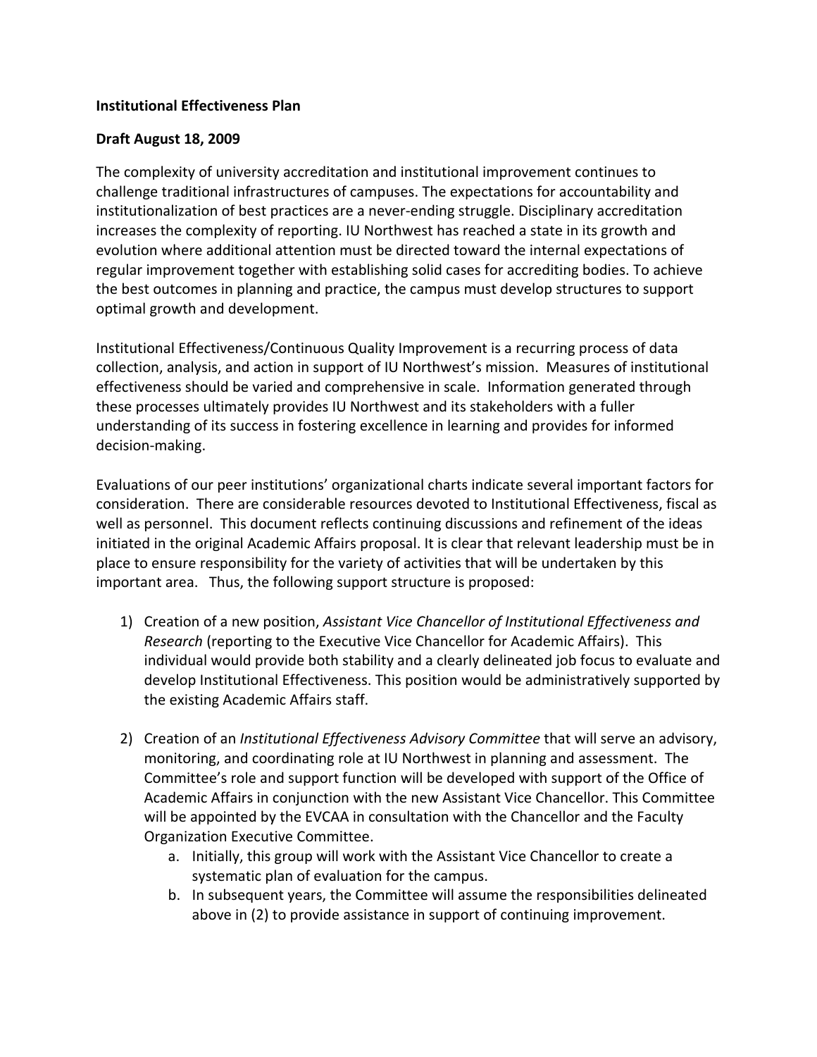**Institutional Effectiveness Plan**

**Draft August 18, 2009**

The complexity of university accreditation and institutional improvement continues to challenge traditional infrastructures of campuses. The expectations for accountability and institutionalization of best practices are a never-ending struggle. Disciplinary accreditation increases the complexity of reporting. IU Northwest has reached a state in its growth and evolution where additional attention must be directed toward the internal expectations of regular improvement together with establishing solid cases for accrediting bodies. To achieve the best outcomes in planning and practice, the campus must develop structures to support optimal growth and development.

Institutional Effectiveness/Continuous Quality Improvement is a recurring process of data collection, analysis, and action in support of IU Northwest's mission. Measures of institutional effectiveness should be varied and comprehensive in scale. Information generated through these processes ultimately provides IU Northwest and its stakeholders with a fuller understanding of its success in fostering excellence in learning and provides for informed decision-making.

Evaluations of our peer institutions' organizational charts indicate several important factors for consideration. There are considerable resources devoted to Institutional Effectiveness, fiscal as well as personnel. This document reflects continuing discussions and refinement of the ideas initiated in the original Academic Affairs proposal. It is clear that relevant leadership must be in place to ensure responsibility for the variety of activities that will be undertaken by this important area. Thus, the following support structure is proposed:

1) Creation of a new position, *Assistant Vice Chancellor of Institutional Effectiveness and Research* (reporting to the Executive Vice Chancellor for Academic Affairs). This individual would provide both stability and a clearly delineated job focus to evaluate and develop Institutional Effectiveness. This position would be administratively supported by the existing Academic Affairs staff.

2) Creation of an *Institutional Effectiveness Advisory Committee* that will serve an advisory, monitoring, and coordinating role at IU Northwest in planning and assessment. The Committee's role and support function will be developed with support of the Office of Academic Affairs in conjunction with the new Assistant Vice Chancellor. This Committee will be appointed by the EVCAA in consultation with the Chancellor and the Faculty Organization Executive Committee.
    a. Initially, this group will work with the Assistant Vice Chancellor to create a systematic plan of evaluation for the campus.
    b. In subsequent years, the Committee will assume the responsibilities delineated above in (2) to provide assistance in support of continuing improvement.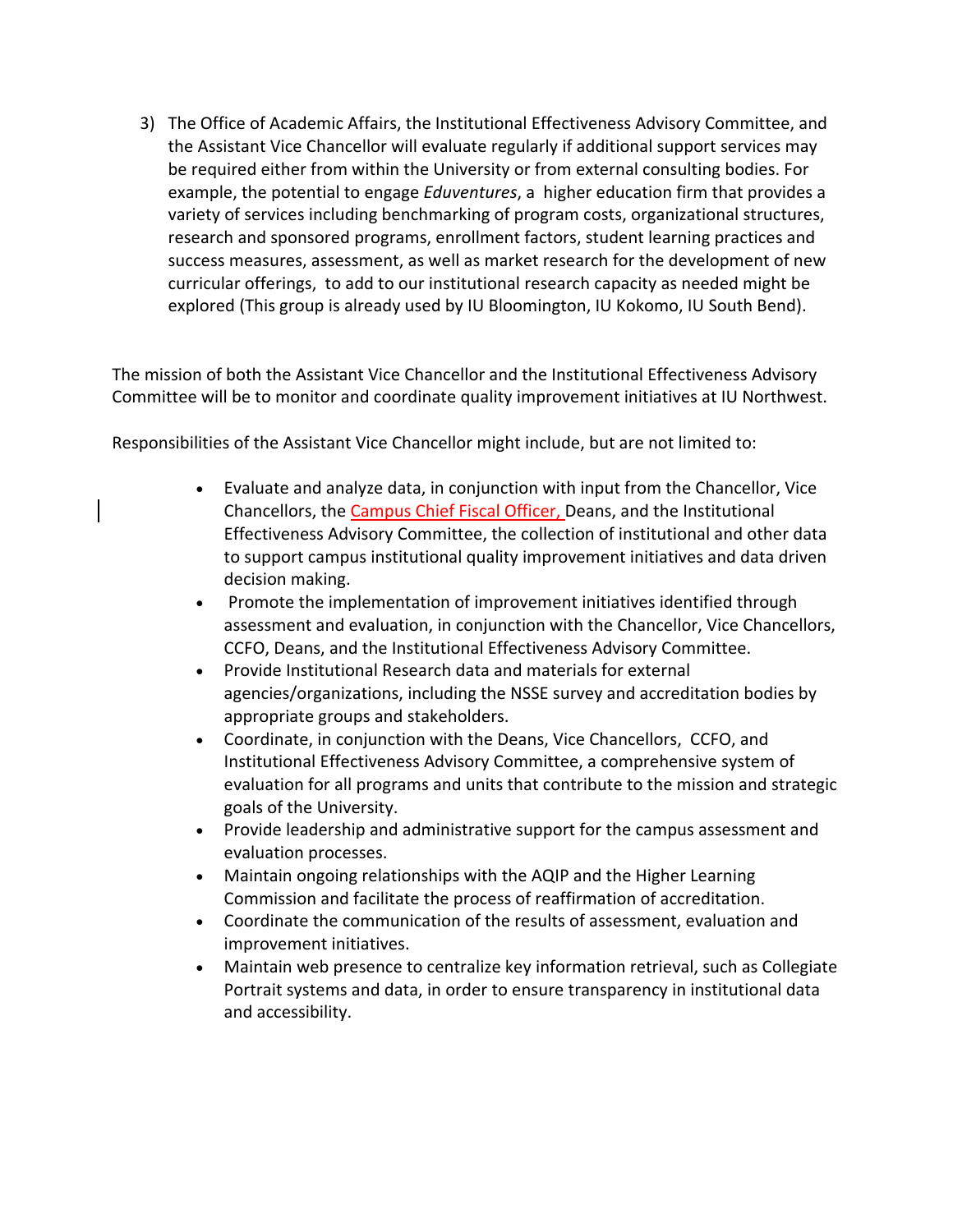3) The Office of Academic Affairs, the Institutional Effectiveness Advisory Committee, and the Assistant Vice Chancellor will evaluate regularly if additional support services may be required either from within the University or from external consulting bodies. For example, the potential to engage *Eduventures*, a higher education firm that provides a variety of services including benchmarking of program costs, organizational structures, research and sponsored programs, enrollment factors, student learning practices and success measures, assessment, as well as market research for the development of new curricular offerings, to add to our institutional research capacity as needed might be explored (This group is already used by IU Bloomington, IU Kokomo, IU South Bend).

The mission of both the Assistant Vice Chancellor and the Institutional Effectiveness Advisory Committee will be to monitor and coordinate quality improvement initiatives at IU Northwest.

Responsibilities of the Assistant Vice Chancellor might include, but are not limited to:

- Evaluate and analyze data, in conjunction with input from the Chancellor, Vice Chancellors, the Campus Chief Fiscal Officer, Deans, and the Institutional Effectiveness Advisory Committee, the collection of institutional and other data to support campus institutional quality improvement initiatives and data driven decision making.
- Promote the implementation of improvement initiatives identified through assessment and evaluation, in conjunction with the Chancellor, Vice Chancellors, CCFO, Deans, and the Institutional Effectiveness Advisory Committee.
- Provide Institutional Research data and materials for external agencies/organizations, including the NSSE survey and accreditation bodies by appropriate groups and stakeholders.
- Coordinate, in conjunction with the Deans, Vice Chancellors, CCFO, and Institutional Effectiveness Advisory Committee, a comprehensive system of evaluation for all programs and units that contribute to the mission and strategic goals of the University.
- Provide leadership and administrative support for the campus assessment and evaluation processes.
- Maintain ongoing relationships with the AQIP and the Higher Learning Commission and facilitate the process of reaffirmation of accreditation.
- Coordinate the communication of the results of assessment, evaluation and improvement initiatives.
- Maintain web presence to centralize key information retrieval, such as Collegiate Portrait systems and data, in order to ensure transparency in institutional data and accessibility.